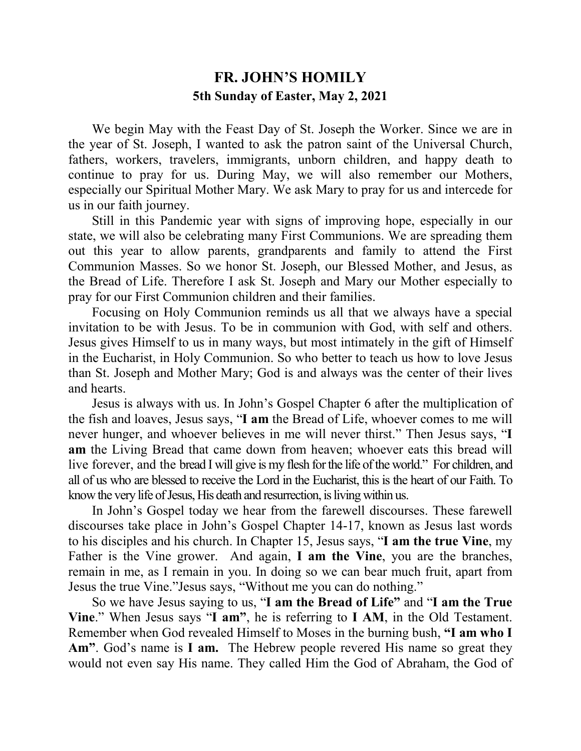# FR. JOHN'S HOMILY

## 5th Sunday of Easter, May 2, 2021

We begin May with the Feast Day of St. Joseph the Worker. Since we are in the year of St. Joseph, I wanted to ask the patron saint of the Universal Church, fathers, workers, travelers, immigrants, unborn children, and happy death to continue to pray for us. During May, we will also remember our Mothers, especially our Spiritual Mother Mary. We ask Mary to pray for us and intercede for us in our faith journey.

Still in this Pandemic year with signs of improving hope, especially in our state, we will also be celebrating many First Communions. We are spreading them out this year to allow parents, grandparents and family to attend the First Communion Masses. So we honor St. Joseph, our Blessed Mother, and Jesus, as the Bread of Life. Therefore I ask St. Joseph and Mary our Mother especially to pray for our First Communion children and their families.

Focusing on Holy Communion reminds us all that we always have a special invitation to be with Jesus. To be in communion with God, with self and others. Jesus gives Himself to us in many ways, but most intimately in the gift of Himself in the Eucharist, in Holy Communion. So who better to teach us how to love Jesus than St. Joseph and Mother Mary; God is and always was the center of their lives and hearts.

Jesus is always with us. In John's Gospel Chapter 6 after the multiplication of the fish and loaves, Jesus says, "**I am** the Bread of Life, whoever comes to me will never hunger, and whoever believes in me will never thirst." Then Jesus says, "**I am** the Living Bread that came down from heaven; whoever eats this bread will live forever, and the bread I will give is my flesh for the life of the world." For children, and all of us who are blessed to receive the Lord in the Eucharist, this is the heart of our Faith. To know the very life of Jesus, His death and resurrection, is living within us.

In John's Gospel today we hear from the farewell discourses. These farewell discourses take place in John's Gospel Chapter 14-17, known as Jesus last words to his disciples and his church. In Chapter 15, Jesus says, "**I am the true Vine**, my Father is the Vine grower. And again, **I am the Vine**, you are the branches, remain in me, as I remain in you. In doing so we can bear much fruit, apart from Jesus the true Vine."Jesus says, "Without me you can do nothing."

So we have Jesus saying to us, "**I am the Bread of Life"** and "**I am the True Vine**." When Jesus says "**I am"**, he is referring to **I AM**, in the Old Testament. Remember when God revealed Himself to Moses in the burning bush, **"I am who I Am"**. God's name is **I am.** The Hebrew people revered His name so great they would not even say His name. They called Him the God of Abraham, the God of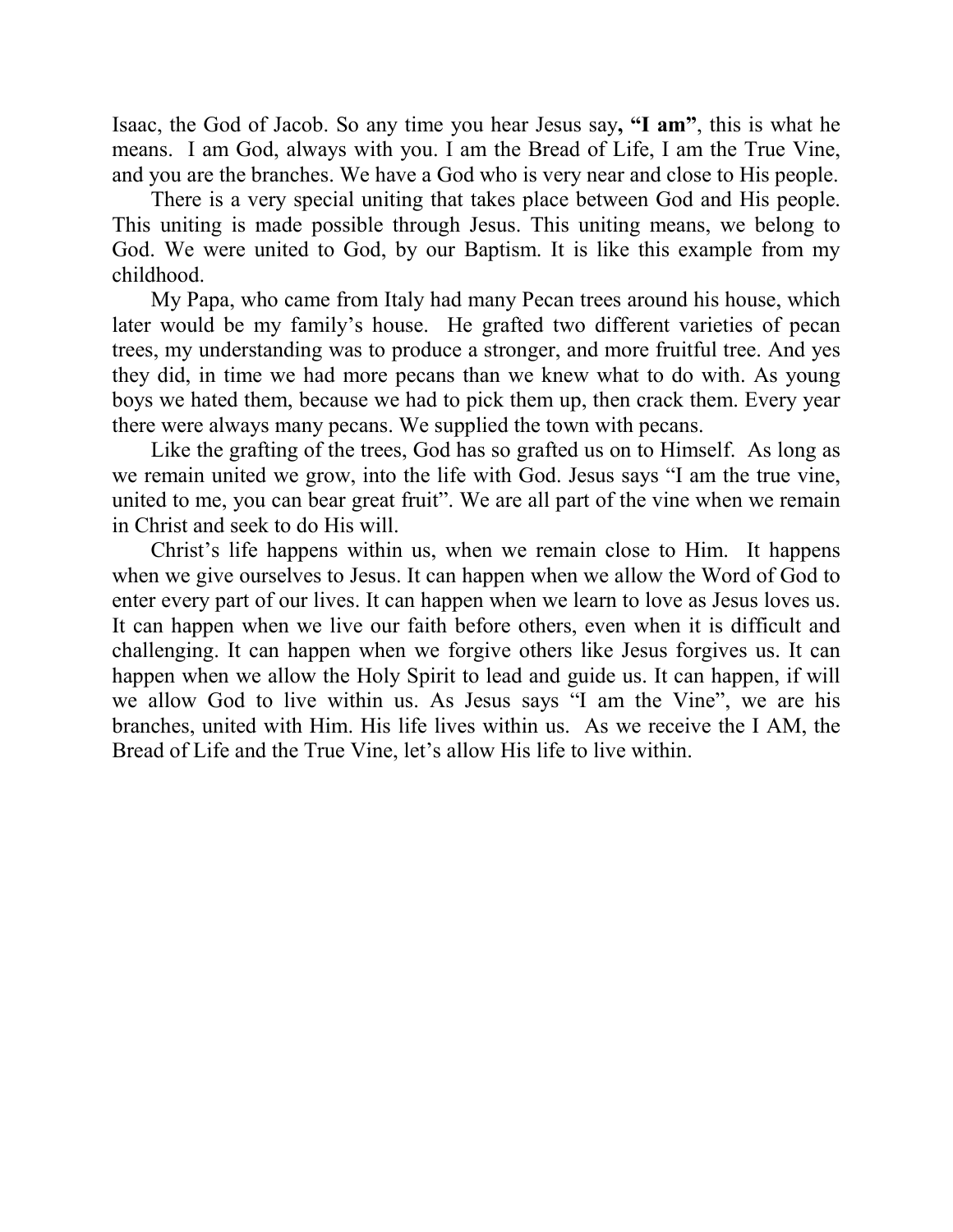Isaac, the God of Jacob. So any time you hear Jesus say**, "I am"**, this is what he means. I am God, always with you. I am the Bread of Life, I am the True Vine, and you are the branches. We have a God who is very near and close to His people.

There is a very special uniting that takes place between God and His people. This uniting is made possible through Jesus. This uniting means, we belong to God. We were united to God, by our Baptism. It is like this example from my childhood.

My Papa, who came from Italy had many Pecan trees around his house, which later would be my family's house. He grafted two different varieties of pecan trees, my understanding was to produce a stronger, and more fruitful tree. And yes they did, in time we had more pecans than we knew what to do with. As young boys we hated them, because we had to pick them up, then crack them. Every year there were always many pecans. We supplied the town with pecans.

Like the grafting of the trees, God has so grafted us on to Himself. As long as we remain united we grow, into the life with God. Jesus says "I am the true vine, united to me, you can bear great fruit". We are all part of the vine when we remain in Christ and seek to do His will.

Christ's life happens within us, when we remain close to Him. It happens when we give ourselves to Jesus. It can happen when we allow the Word of God to enter every part of our lives. It can happen when we learn to love as Jesus loves us. It can happen when we live our faith before others, even when it is difficult and challenging. It can happen when we forgive others like Jesus forgives us. It can happen when we allow the Holy Spirit to lead and guide us. It can happen, if will we allow God to live within us. As Jesus says "I am the Vine", we are his branches, united with Him. His life lives within us. As we receive the I AM, the Bread of Life and the True Vine, let's allow His life to live within.